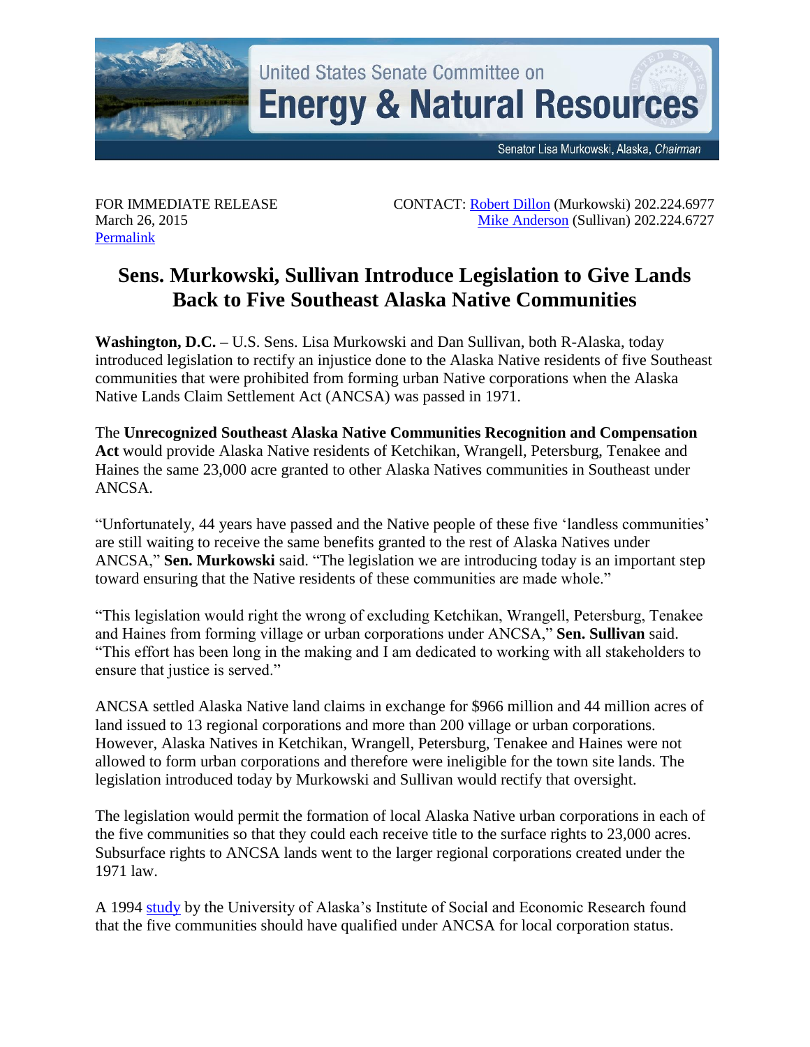United States Senate Committee on
**Energy & Natural Resources**

Senator Lisa Murkowski, Alaska, *Chairman*

FOR IMMEDIATE RELEASE
March 26, 2015
Permalink

CONTACT: Robert Dillon (Murkowski) 202.224.6977
Mike Anderson (Sullivan) 202.224.6727

# Sens. Murkowski, Sullivan Introduce Legislation to Give Lands Back to Five Southeast Alaska Native Communities

**Washington, D.C. –** U.S. Sens. Lisa Murkowski and Dan Sullivan, both R-Alaska, today introduced legislation to rectify an injustice done to the Alaska Native residents of five Southeast communities that were prohibited from forming urban Native corporations when the Alaska Native Lands Claim Settlement Act (ANCSA) was passed in 1971.

The **Unrecognized Southeast Alaska Native Communities Recognition and Compensation Act** would provide Alaska Native residents of Ketchikan, Wrangell, Petersburg, Tenakee and Haines the same 23,000 acre granted to other Alaska Natives communities in Southeast under ANCSA.

"Unfortunately, 44 years have passed and the Native people of these five 'landless communities' are still waiting to receive the same benefits granted to the rest of Alaska Natives under ANCSA," **Sen. Murkowski** said. "The legislation we are introducing today is an important step toward ensuring that the Native residents of these communities are made whole."

"This legislation would right the wrong of excluding Ketchikan, Wrangell, Petersburg, Tenakee and Haines from forming village or urban corporations under ANCSA," **Sen. Sullivan** said. "This effort has been long in the making and I am dedicated to working with all stakeholders to ensure that justice is served."

ANCSA settled Alaska Native land claims in exchange for $966 million and 44 million acres of land issued to 13 regional corporations and more than 200 village or urban corporations. However, Alaska Natives in Ketchikan, Wrangell, Petersburg, Tenakee and Haines were not allowed to form urban corporations and therefore were ineligible for the town site lands. The legislation introduced today by Murkowski and Sullivan would rectify that oversight.

The legislation would permit the formation of local Alaska Native urban corporations in each of the five communities so that they could each receive title to the surface rights to 23,000 acres. Subsurface rights to ANCSA lands went to the larger regional corporations created under the 1971 law.

A 1994 study by the University of Alaska's Institute of Social and Economic Research found that the five communities should have qualified under ANCSA for local corporation status.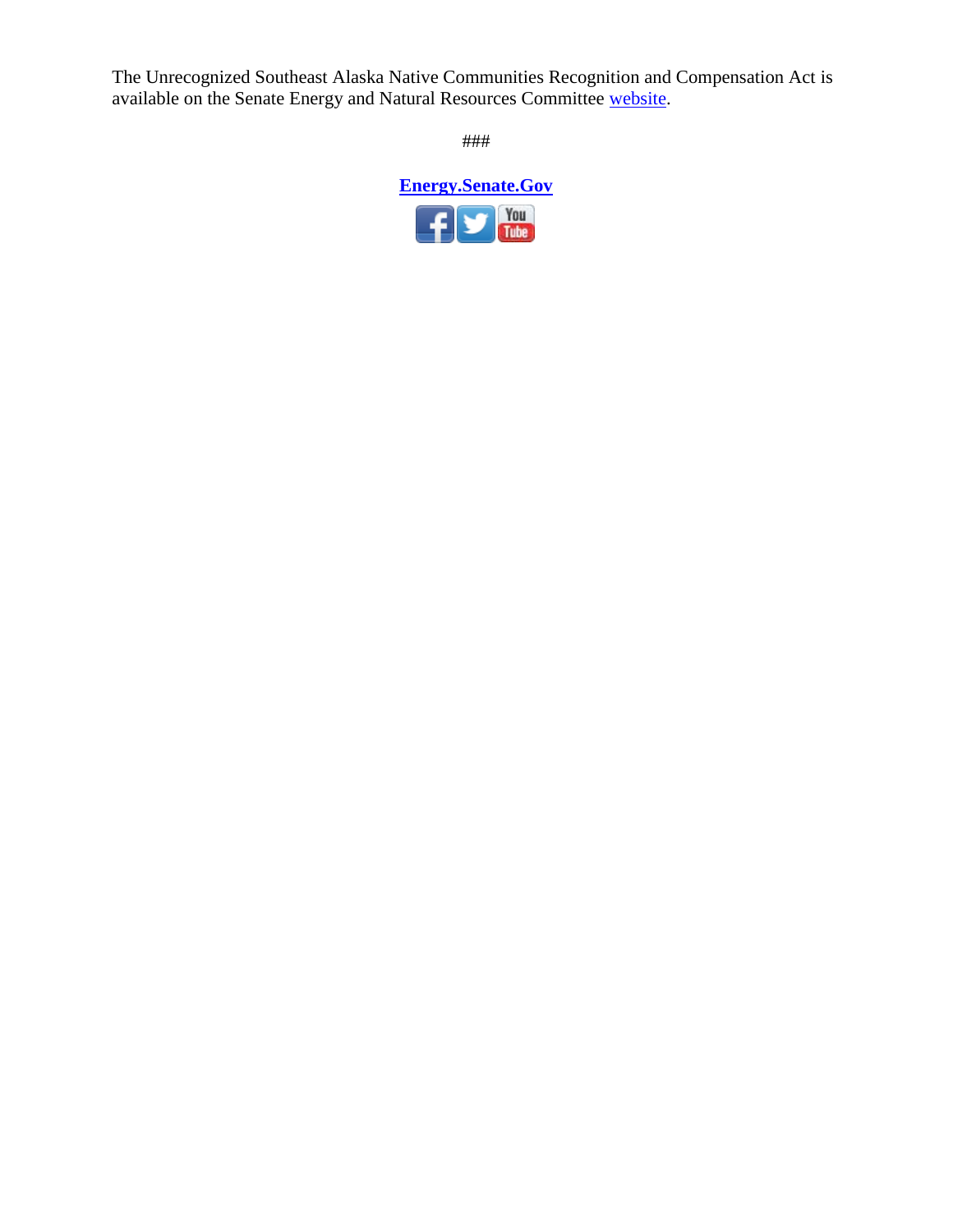The Unrecognized Southeast Alaska Native Communities Recognition and Compensation Act is available on the Senate Energy and Natural Resources Committee website.

###

**Energy.Senate.Gov**